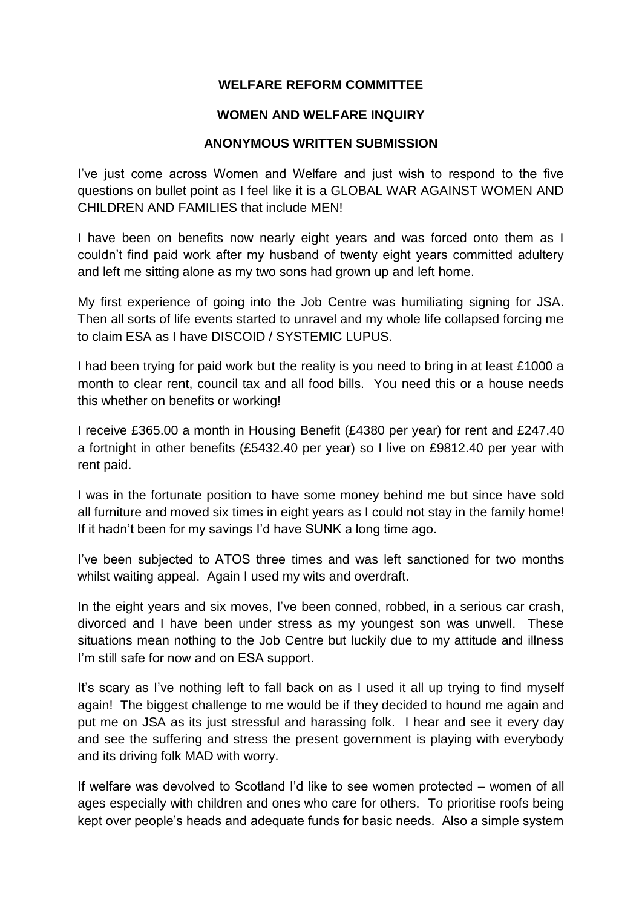**WELFARE REFORM COMMITTEE**

**WOMEN AND WELFARE INQUIRY**

**ANONYMOUS WRITTEN SUBMISSION**

I've just come across Women and Welfare and just wish to respond to the five questions on bullet point as I feel like it is a GLOBAL WAR AGAINST WOMEN AND CHILDREN AND FAMILIES that include MEN!

I have been on benefits now nearly eight years and was forced onto them as I couldn't find paid work after my husband of twenty eight years committed adultery and left me sitting alone as my two sons had grown up and left home.

My first experience of going into the Job Centre was humiliating signing for JSA. Then all sorts of life events started to unravel and my whole life collapsed forcing me to claim ESA as I have DISCOID / SYSTEMIC LUPUS.

I had been trying for paid work but the reality is you need to bring in at least £1000 a month to clear rent, council tax and all food bills. You need this or a house needs this whether on benefits or working!

I receive £365.00 a month in Housing Benefit (£4380 per year) for rent and £247.40 a fortnight in other benefits (£5432.40 per year) so I live on £9812.40 per year with rent paid.

I was in the fortunate position to have some money behind me but since have sold all furniture and moved six times in eight years as I could not stay in the family home! If it hadn't been for my savings I'd have SUNK a long time ago.

I've been subjected to ATOS three times and was left sanctioned for two months whilst waiting appeal. Again I used my wits and overdraft.

In the eight years and six moves, I've been conned, robbed, in a serious car crash, divorced and I have been under stress as my youngest son was unwell. These situations mean nothing to the Job Centre but luckily due to my attitude and illness I'm still safe for now and on ESA support.

It's scary as I've nothing left to fall back on as I used it all up trying to find myself again! The biggest challenge to me would be if they decided to hound me again and put me on JSA as its just stressful and harassing folk. I hear and see it every day and see the suffering and stress the present government is playing with everybody and its driving folk MAD with worry.

If welfare was devolved to Scotland I'd like to see women protected – women of all ages especially with children and ones who care for others. To prioritise roofs being kept over people's heads and adequate funds for basic needs. Also a simple system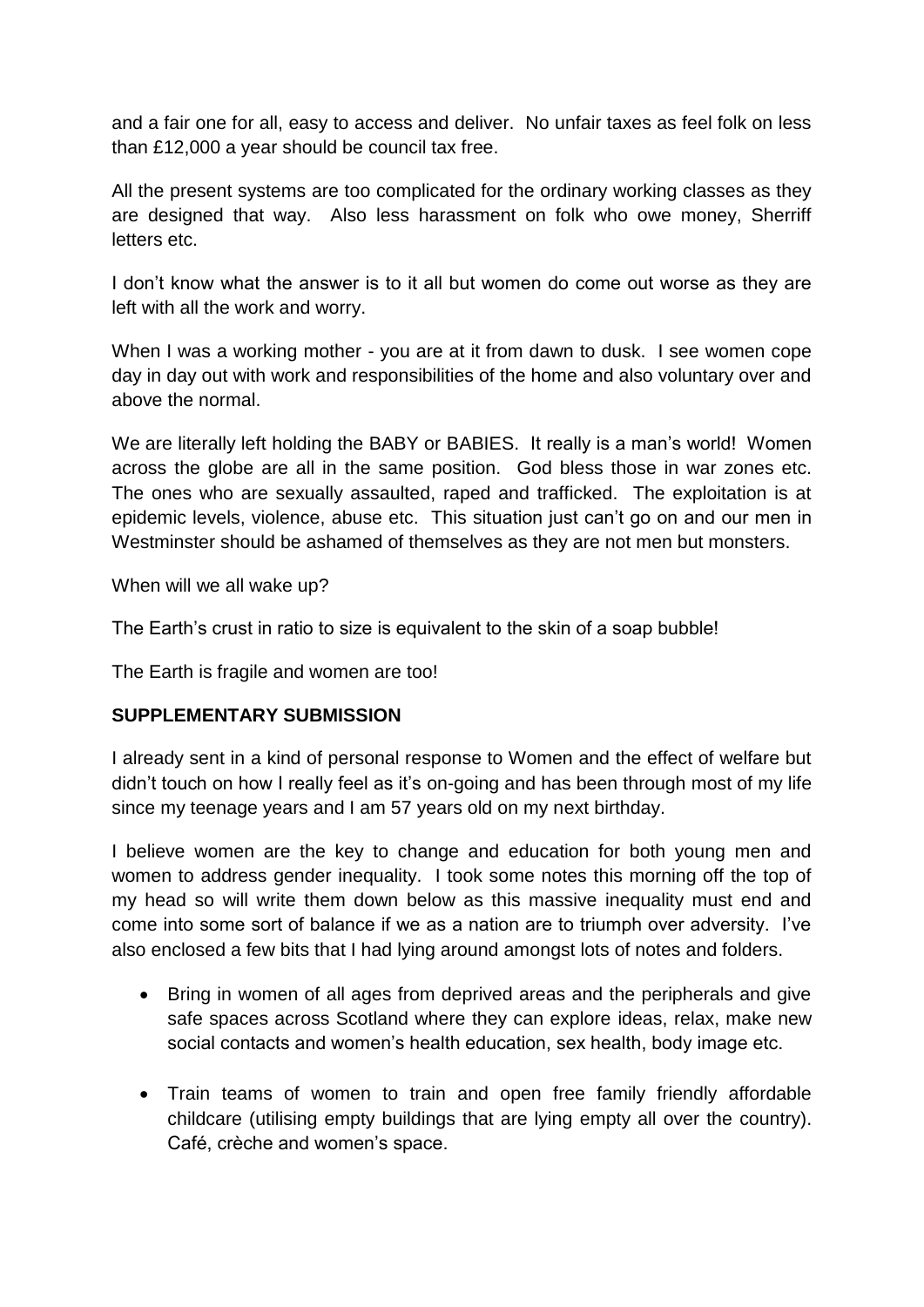and a fair one for all, easy to access and deliver. No unfair taxes as feel folk on less than £12,000 a year should be council tax free.

All the present systems are too complicated for the ordinary working classes as they are designed that way. Also less harassment on folk who owe money, Sherriff letters etc.

I don't know what the answer is to it all but women do come out worse as they are left with all the work and worry.

When I was a working mother - you are at it from dawn to dusk. I see women cope day in day out with work and responsibilities of the home and also voluntary over and above the normal.

We are literally left holding the BABY or BABIES. It really is a man's world! Women across the globe are all in the same position. God bless those in war zones etc. The ones who are sexually assaulted, raped and trafficked. The exploitation is at epidemic levels, violence, abuse etc. This situation just can't go on and our men in Westminster should be ashamed of themselves as they are not men but monsters.

When will we all wake up?

The Earth's crust in ratio to size is equivalent to the skin of a soap bubble!

The Earth is fragile and women are too!

**SUPPLEMENTARY SUBMISSION**

I already sent in a kind of personal response to Women and the effect of welfare but didn't touch on how I really feel as it's on-going and has been through most of my life since my teenage years and I am 57 years old on my next birthday.

I believe women are the key to change and education for both young men and women to address gender inequality. I took some notes this morning off the top of my head so will write them down below as this massive inequality must end and come into some sort of balance if we as a nation are to triumph over adversity. I've also enclosed a few bits that I had lying around amongst lots of notes and folders.

- Bring in women of all ages from deprived areas and the peripherals and give safe spaces across Scotland where they can explore ideas, relax, make new social contacts and women's health education, sex health, body image etc.

- Train teams of women to train and open free family friendly affordable childcare (utilising empty buildings that are lying empty all over the country). Café, crèche and women's space.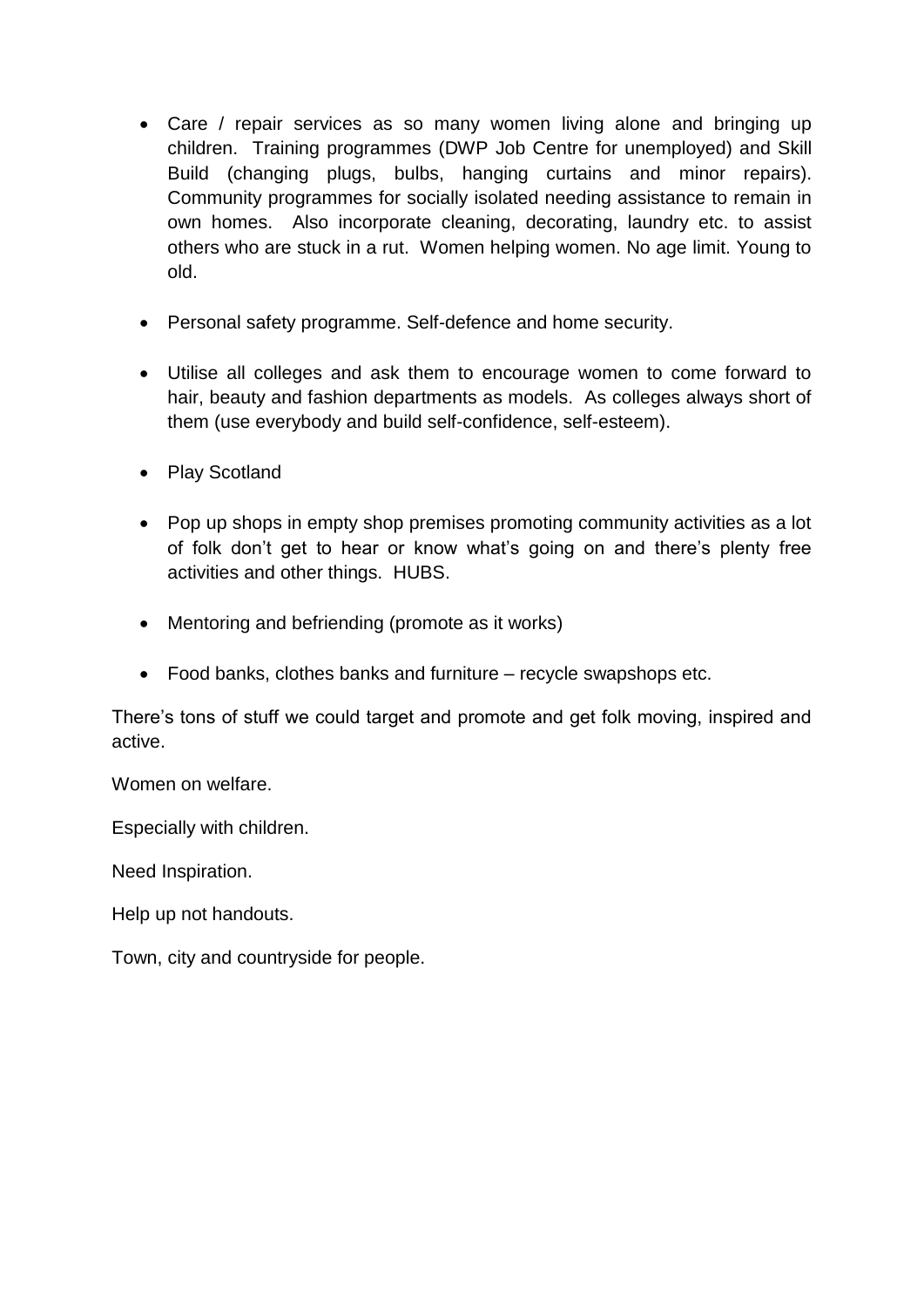- Care / repair services as so many women living alone and bringing up children. Training programmes (DWP Job Centre for unemployed) and Skill Build (changing plugs, bulbs, hanging curtains and minor repairs). Community programmes for socially isolated needing assistance to remain in own homes. Also incorporate cleaning, decorating, laundry etc. to assist others who are stuck in a rut. Women helping women. No age limit. Young to old.

- Personal safety programme. Self-defence and home security.

- Utilise all colleges and ask them to encourage women to come forward to hair, beauty and fashion departments as models. As colleges always short of them (use everybody and build self-confidence, self-esteem).

- Play Scotland

- Pop up shops in empty shop premises promoting community activities as a lot of folk don't get to hear or know what's going on and there's plenty free activities and other things. HUBS.

- Mentoring and befriending (promote as it works)

- Food banks, clothes banks and furniture – recycle swapshops etc.

There's tons of stuff we could target and promote and get folk moving, inspired and active.

Women on welfare.

Especially with children.

Need Inspiration.

Help up not handouts.

Town, city and countryside for people.